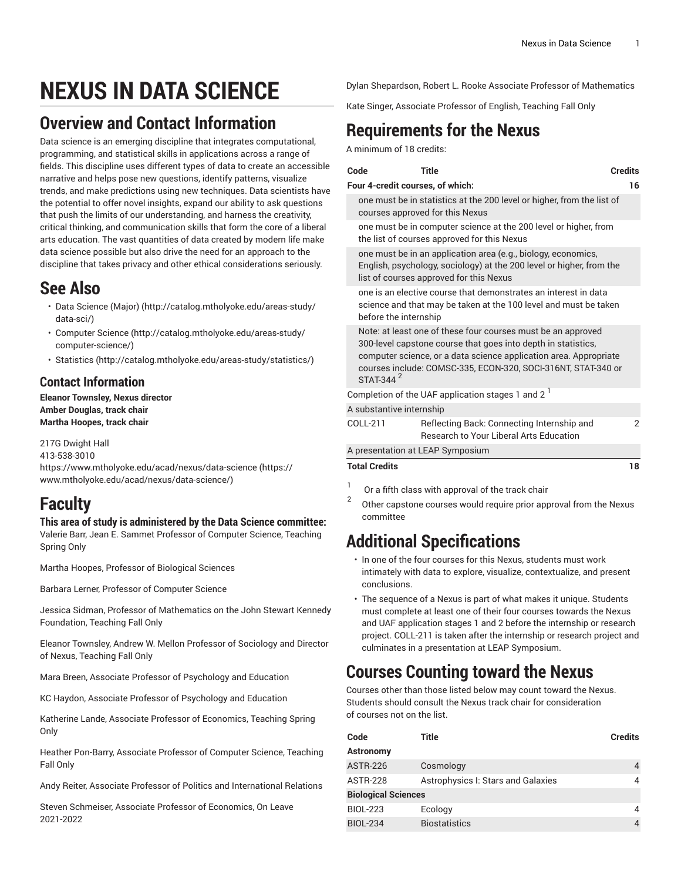# NEXUS IN DATA SCIENCE

## Overview and Contact Information

Data science is an emerging discipline that integrates computational, programming, and statistical skills in applications across a range of fields. This discipline uses different types of data to create an accessible narrative and helps pose new questions, identify patterns, visualize trends, and make predictions using new techniques. Data scientists have the potential to offer novel insights, expand our ability to ask questions that push the limits of our understanding, and harness the creativity, critical thinking, and communication skills that form the core of a liberal arts education. The vast quantities of data created by modern life make data science possible but also drive the need for an approach to the discipline that takes privacy and other ethical considerations seriously.

## See Also

- Data Science (Major) (http://catalog.mtholyoke.edu/areas-study/data-sci/)
- Computer Science (http://catalog.mtholyoke.edu/areas-study/computer-science/)
- Statistics (http://catalog.mtholyoke.edu/areas-study/statistics/)

### Contact Information

**Eleanor Townsley, Nexus director**
**Amber Douglas, track chair**
**Martha Hoopes, track chair**

217G Dwight Hall
413-538-3010
https://www.mtholyoke.edu/acad/nexus/data-science (https://www.mtholyoke.edu/acad/nexus/data-science/)

## Faculty

**This area of study is administered by the Data Science committee:**

Valerie Barr, Jean E. Sammet Professor of Computer Science, Teaching Spring Only

Martha Hoopes, Professor of Biological Sciences

Barbara Lerner, Professor of Computer Science

Jessica Sidman, Professor of Mathematics on the John Stewart Kennedy Foundation, Teaching Fall Only

Eleanor Townsley, Andrew W. Mellon Professor of Sociology and Director of Nexus, Teaching Fall Only

Mara Breen, Associate Professor of Psychology and Education

KC Haydon, Associate Professor of Psychology and Education

Katherine Lande, Associate Professor of Economics, Teaching Spring Only

Heather Pon-Barry, Associate Professor of Computer Science, Teaching Fall Only

Andy Reiter, Associate Professor of Politics and International Relations

Steven Schmeiser, Associate Professor of Economics, On Leave 2021-2022

Dylan Shepardson, Robert L. Rooke Associate Professor of Mathematics

Kate Singer, Associate Professor of English, Teaching Fall Only

## Requirements for the Nexus

A minimum of 18 credits:

| Code | Title | Credits |
|---|---|---|
| **Four 4-credit courses, of which:** | | **16** |
| one must be in statistics at the 200 level or higher, from the list of courses approved for this Nexus | | |
| one must be in computer science at the 200 level or higher, from the list of courses approved for this Nexus | | |
| one must be in an application area (e.g., biology, economics, English, psychology, sociology) at the 200 level or higher, from the list of courses approved for this Nexus | | |
| one is an elective course that demonstrates an interest in data science and that may be taken at the 100 level and must be taken before the internship | | |
| Note: at least one of these four courses must be an approved 300-level capstone course that goes into depth in statistics, computer science, or a data science application area. Appropriate courses include: COMSC-335, ECON-320, SOCI-316NT, STAT-340 or STAT-344 [2] | | |
| Completion of the UAF application stages 1 and 2 [1] | | |
| A substantive internship | | |
| COLL-211 | Reflecting Back: Connecting Internship and Research to Your Liberal Arts Education | 2 |
| A presentation at LEAP Symposium | | |
| **Total Credits** | | **18** |

1. Or a fifth class with approval of the track chair
2. Other capstone courses would require prior approval from the Nexus committee

## Additional Specifications

- In one of the four courses for this Nexus, students must work intimately with data to explore, visualize, contextualize, and present conclusions.
- The sequence of a Nexus is part of what makes it unique. Students must complete at least one of their four courses towards the Nexus and UAF application stages 1 and 2 before the internship or research project. COLL-211 is taken after the internship or research project and culminates in a presentation at LEAP Symposium.

## Courses Counting toward the Nexus

Courses other than those listed below may count toward the Nexus. Students should consult the Nexus track chair for consideration of courses not on the list.

| Code | Title | Credits |
|---|---|---|
| **Astronomy** | | |
| ASTR-226 | Cosmology | 4 |
| ASTR-228 | Astrophysics I: Stars and Galaxies | 4 |
| **Biological Sciences** | | |
| BIOL-223 | Ecology | 4 |
| BIOL-234 | Biostatistics | 4 |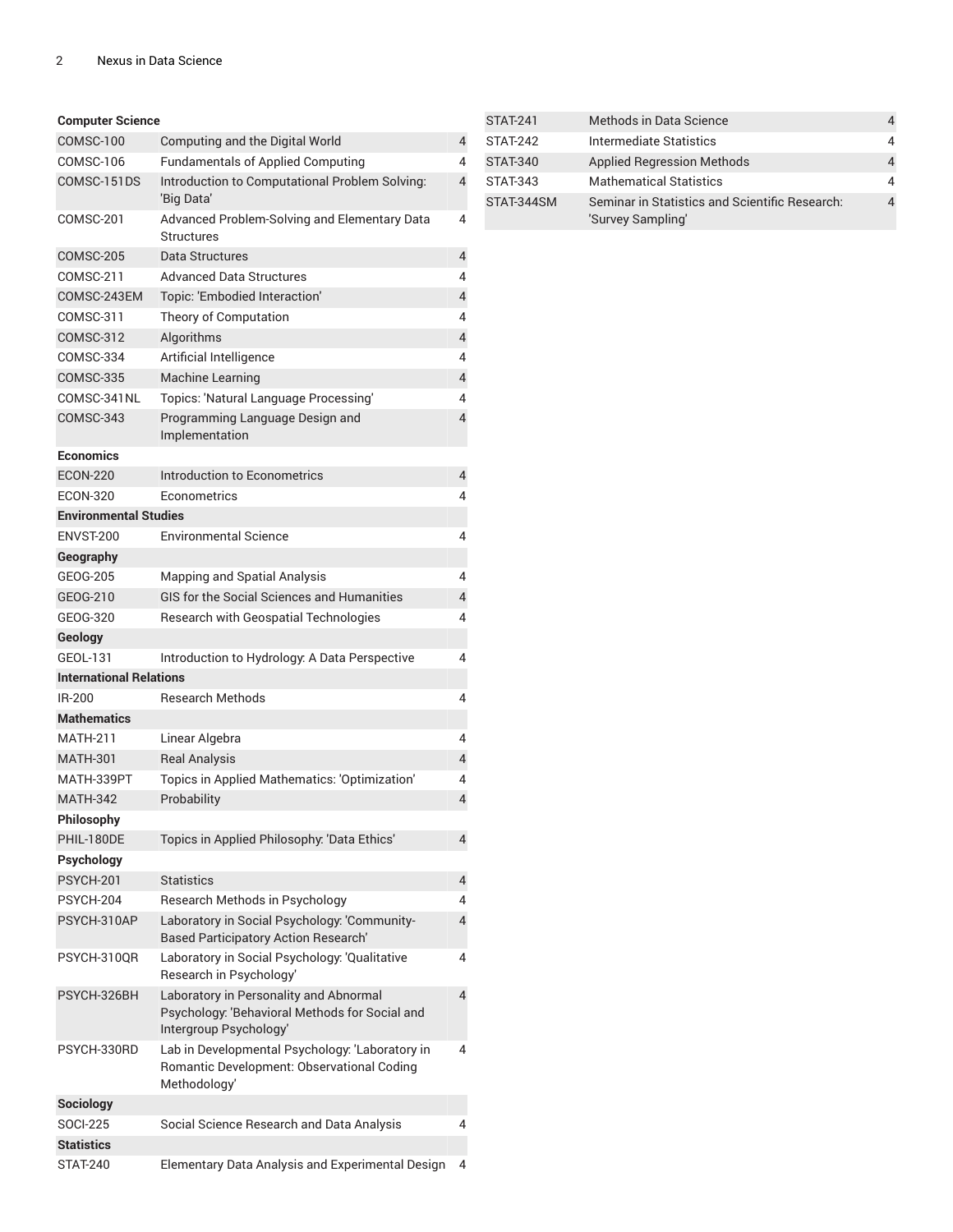| | | |
|---|---|---|
| **Computer Science** | | |
| COMSC-100 | Computing and the Digital World | 4 |
| COMSC-106 | Fundamentals of Applied Computing | 4 |
| COMSC-151DS | Introduction to Computational Problem Solving: 'Big Data' | 4 |
| COMSC-201 | Advanced Problem-Solving and Elementary Data Structures | 4 |
| COMSC-205 | Data Structures | 4 |
| COMSC-211 | Advanced Data Structures | 4 |
| COMSC-243EM | Topic: 'Embodied Interaction' | 4 |
| COMSC-311 | Theory of Computation | 4 |
| COMSC-312 | Algorithms | 4 |
| COMSC-334 | Artificial Intelligence | 4 |
| COMSC-335 | Machine Learning | 4 |
| COMSC-341NL | Topics: 'Natural Language Processing' | 4 |
| COMSC-343 | Programming Language Design and Implementation | 4 |
| **Economics** | | |
| ECON-220 | Introduction to Econometrics | 4 |
| ECON-320 | Econometrics | 4 |
| **Environmental Studies** | | |
| ENVST-200 | Environmental Science | 4 |
| **Geography** | | |
| GEOG-205 | Mapping and Spatial Analysis | 4 |
| GEOG-210 | GIS for the Social Sciences and Humanities | 4 |
| GEOG-320 | Research with Geospatial Technologies | 4 |
| **Geology** | | |
| GEOL-131 | Introduction to Hydrology: A Data Perspective | 4 |
| **International Relations** | | |
| IR-200 | Research Methods | 4 |
| **Mathematics** | | |
| MATH-211 | Linear Algebra | 4 |
| MATH-301 | Real Analysis | 4 |
| MATH-339PT | Topics in Applied Mathematics: 'Optimization' | 4 |
| MATH-342 | Probability | 4 |
| **Philosophy** | | |
| PHIL-180DE | Topics in Applied Philosophy: 'Data Ethics' | 4 |
| **Psychology** | | |
| PSYCH-201 | Statistics | 4 |
| PSYCH-204 | Research Methods in Psychology | 4 |
| PSYCH-310AP | Laboratory in Social Psychology: 'Community-Based Participatory Action Research' | 4 |
| PSYCH-310QR | Laboratory in Social Psychology: 'Qualitative Research in Psychology' | 4 |
| PSYCH-326BH | Laboratory in Personality and Abnormal Psychology: 'Behavioral Methods for Social and Intergroup Psychology' | 4 |
| PSYCH-330RD | Lab in Developmental Psychology: 'Laboratory in Romantic Development: Observational Coding Methodology' | 4 |
| **Sociology** | | |
| SOCI-225 | Social Science Research and Data Analysis | 4 |
| **Statistics** | | |
| STAT-240 | Elementary Data Analysis and Experimental Design | 4 |
| STAT-241 | Methods in Data Science | 4 |
| STAT-242 | Intermediate Statistics | 4 |
| STAT-340 | Applied Regression Methods | 4 |
| STAT-343 | Mathematical Statistics | 4 |
| STAT-344SM | Seminar in Statistics and Scientific Research: 'Survey Sampling' | 4 |